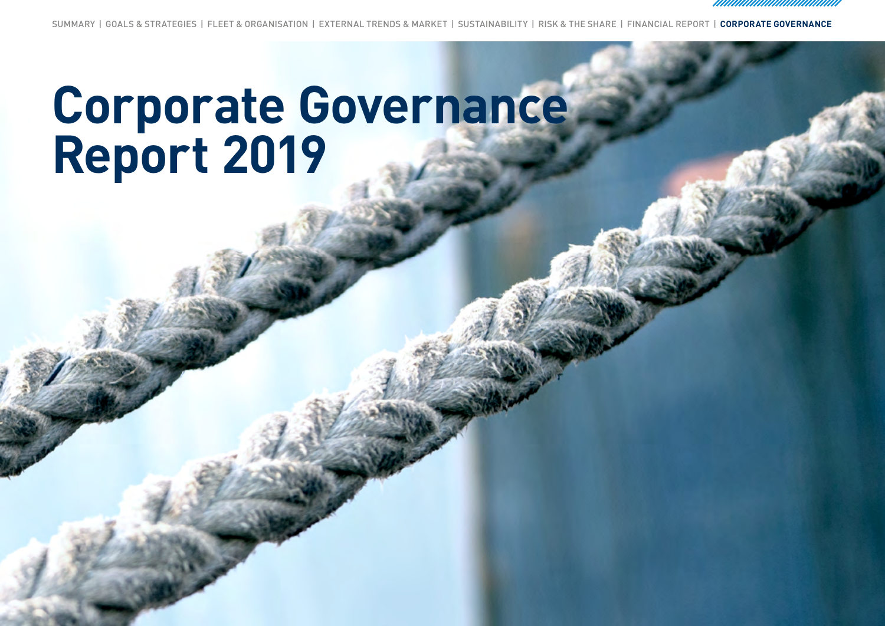# Corporate Governance Report 2019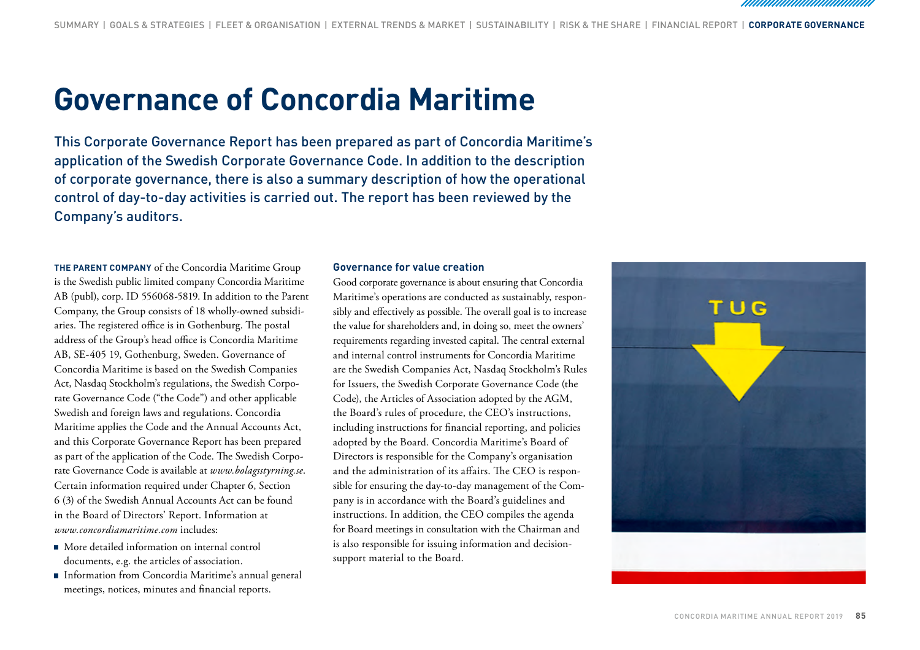# Governance of Concordia Maritime

This Corporate Governance Report has been prepared as part of Concordia Maritime's application of the Swedish Corporate Governance Code. In addition to the description of corporate governance, there is also a summary description of how the operational control of day-to-day activities is carried out. The report has been reviewed by the Company's auditors.

**THE PARENT COMPANY** of the Concordia Maritime Group is the Swedish public limited company Concordia Maritime AB (publ), corp. ID 556068-5819. In addition to the Parent Company, the Group consists of 18 wholly-owned subsidiaries. The registered office is in Gothenburg. The postal address of the Group's head office is Concordia Maritime AB, SE-405 19, Gothenburg, Sweden. Governance of Concordia Maritime is based on the Swedish Companies Act, Nasdaq Stockholm's regulations, the Swedish Corporate Governance Code ("the Code") and other applicable Swedish and foreign laws and regulations. Concordia Maritime applies the Code and the Annual Accounts Act, and this Corporate Governance Report has been prepared as part of the application of the Code. The Swedish Corporate Governance Code is available at *www.bolagsstyrning.se*. Certain information required under Chapter 6, Section 6 (3) of the Swedish Annual Accounts Act can be found in the Board of Directors' Report. Information at *www.concordiamaritime.com* includes:

- More detailed information on internal control documents, e.g. the articles of association.
- Information from Concordia Maritime's annual general meetings, notices, minutes and financial reports.

### Governance for value creation

Good corporate governance is about ensuring that Concordia Maritime's operations are conducted as sustainably, responsibly and effectively as possible. The overall goal is to increase the value for shareholders and, in doing so, meet the owners' requirements regarding invested capital. The central external and internal control instruments for Concordia Maritime are the Swedish Companies Act, Nasdaq Stockholm's Rules for Issuers, the Swedish Corporate Governance Code (the Code), the Articles of Association adopted by the AGM, the Board's rules of procedure, the CEO's instructions, including instructions for financial reporting, and policies adopted by the Board. Concordia Maritime's Board of Directors is responsible for the Company's organisation and the administration of its affairs. The CEO is responsible for ensuring the day-to-day management of the Company is in accordance with the Board's guidelines and instructions. In addition, the CEO compiles the agenda for Board meetings in consultation with the Chairman and is also responsible for issuing information and decision-support material to the Board.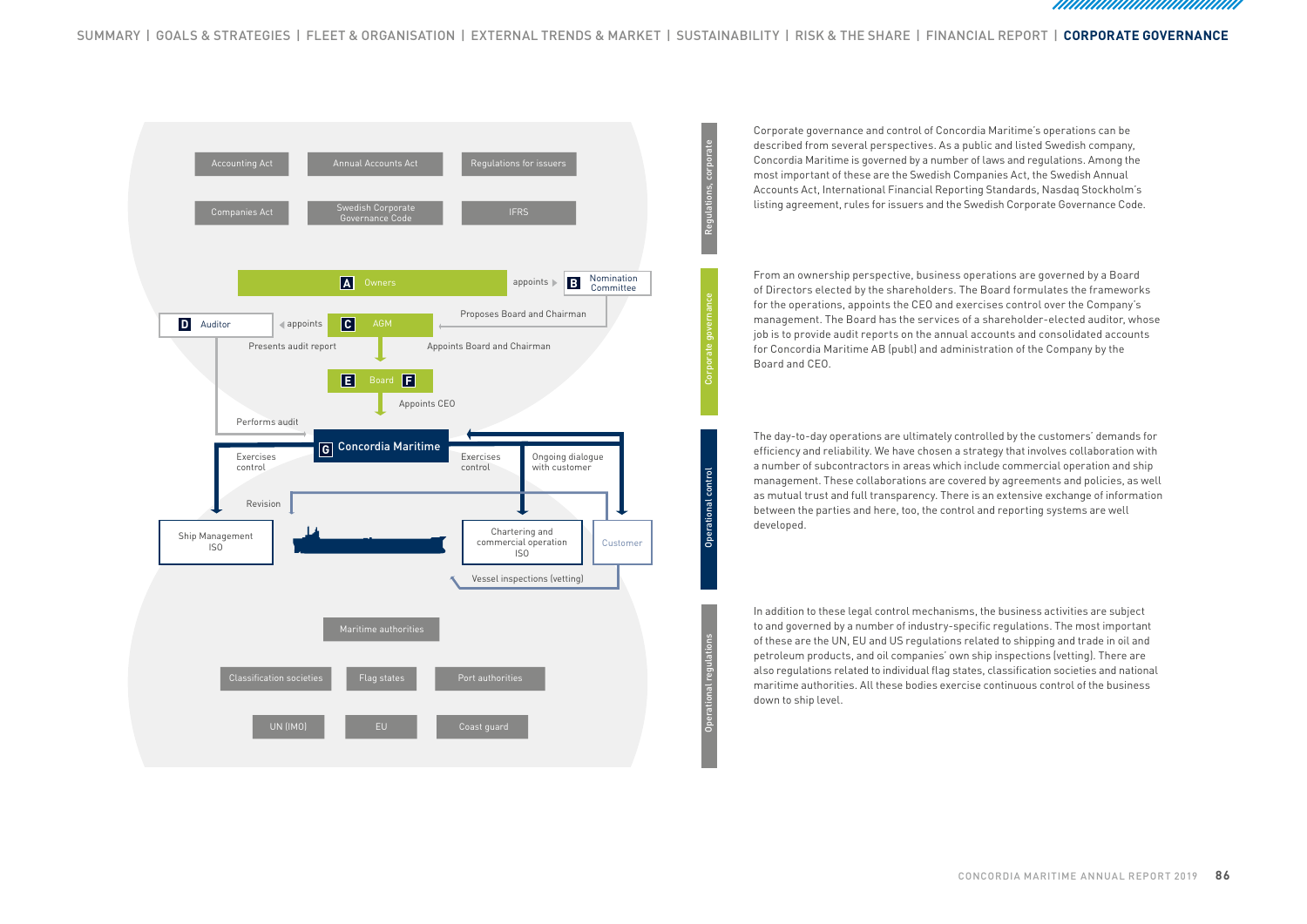Accounting Act | Annual Accounts Act | Regulations for issuers

Companies Act | Swedish Corporate Governance Code | IFRS

**A** Owners — appoints ▶ **B** Nomination Committee

**D** Auditor ◀ appoints **C** AGM — Proposes Board and Chairman

Presents audit report — Appoints Board and Chairman

**E** Board **F** — Appoints CEO

Performs audit

**G** Concordia Maritime

Exercises control — Exercises control — Ongoing dialogue with customer

Revision

Ship Management ISO — Chartering and commercial operation ISO — Customer

Vessel inspections (vetting)

Maritime authorities

Classification societies | Flag states | Port authorities

UN (IMO) | EU | Coast guard

## Regulations, corporate

Corporate governance and control of Concordia Maritime's operations can be described from several perspectives. As a public and listed Swedish company, Concordia Maritime is governed by a number of laws and regulations. Among the most important of these are the Swedish Companies Act, the Swedish Annual Accounts Act, International Financial Reporting Standards, Nasdaq Stockholm's listing agreement, rules for issuers and the Swedish Corporate Governance Code.

## Corporate governance

From an ownership perspective, business operations are governed by a Board of Directors elected by the shareholders. The Board formulates the frameworks for the operations, appoints the CEO and exercises control over the Company's management. The Board has the services of a shareholder-elected auditor, whose job is to provide audit reports on the annual accounts and consolidated accounts for Concordia Maritime AB (publ) and administration of the Company by the Board and CEO.

## Operational control

The day-to-day operations are ultimately controlled by the customers' demands for efficiency and reliability. We have chosen a strategy that involves collaboration with a number of subcontractors in areas which include commercial operation and ship management. These collaborations are covered by agreements and policies, as well as mutual trust and full transparency. There is an extensive exchange of information between the parties and here, too, the control and reporting systems are well developed.

## Operational regulations

In addition to these legal control mechanisms, the business activities are subject to and governed by a number of industry-specific regulations. The most important of these are the UN, EU and US regulations related to shipping and trade in oil and petroleum products, and oil companies' own ship inspections (vetting). There are also regulations related to individual flag states, classification societies and national maritime authorities. All these bodies exercise continuous control of the business down to ship level.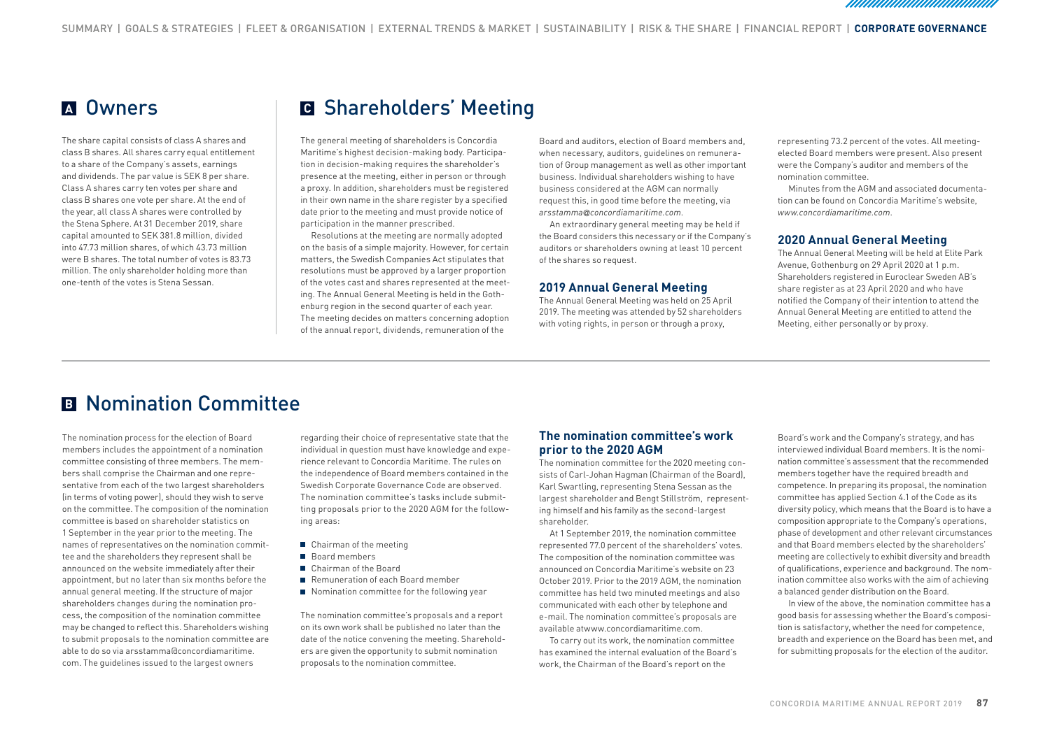## A Owners

The share capital consists of class A shares and class B shares. All shares carry equal entitlement to a share of the Company's assets, earnings and dividends. The par value is SEK 8 per share. Class A shares carry ten votes per share and class B shares one vote per share. At the end of the year, all class A shares were controlled by the Stena Sphere. At 31 December 2019, share capital amounted to SEK 381.8 million, divided into 47.73 million shares, of which 43.73 million were B shares. The total number of votes is 83.73 million. The only shareholder holding more than one-tenth of the votes is Stena Sessan.

## C Shareholders' Meeting

The general meeting of shareholders is Concordia Maritime's highest decision-making body. Participation in decision-making requires the shareholder's presence at the meeting, either in person or through a proxy. In addition, shareholders must be registered in their own name in the share register by a specified date prior to the meeting and must provide notice of participation in the manner prescribed.

Resolutions at the meeting are normally adopted on the basis of a simple majority. However, for certain matters, the Swedish Companies Act stipulates that resolutions must be approved by a larger proportion of the votes cast and shares represented at the meeting. The Annual General Meeting is held in the Gothenburg region in the second quarter of each year. The meeting decides on matters concerning adoption of the annual report, dividends, remuneration of the Board and auditors, election of Board members and, when necessary, auditors, guidelines on remuneration of Group management as well as other important business. Individual shareholders wishing to have business considered at the AGM can normally request this, in good time before the meeting, via *arsstamma@concordiamaritime.com*.

An extraordinary general meeting may be held if the Board considers this necessary or if the Company's auditors or shareholders owning at least 10 percent of the shares so request.

### 2019 Annual General Meeting

The Annual General Meeting was held on 25 April 2019. The meeting was attended by 52 shareholders with voting rights, in person or through a proxy, representing 73.2 percent of the votes. All meeting-elected Board members were present. Also present were the Company's auditor and members of the nomination committee.

Minutes from the AGM and associated documentation can be found on Concordia Maritime's website, *www.concordiamaritime.com*.

### 2020 Annual General Meeting

The Annual General Meeting will be held at Elite Park Avenue, Gothenburg on 29 April 2020 at 1 p.m. Shareholders registered in Euroclear Sweden AB's share register as at 23 April 2020 and who have notified the Company of their intention to attend the Annual General Meeting are entitled to attend the Meeting, either personally or by proxy.

## B Nomination Committee

The nomination process for the election of Board members includes the appointment of a nomination committee consisting of three members. The members shall comprise the Chairman and one representative from each of the two largest shareholders (in terms of voting power), should they wish to serve on the committee. The composition of the nomination committee is based on shareholder statistics on 1 September in the year prior to the meeting. The names of representatives on the nomination committee and the shareholders they represent shall be announced on the website immediately after their appointment, but no later than six months before the annual general meeting. If the structure of major shareholders changes during the nomination process, the composition of the nomination committee may be changed to reflect this. Shareholders wishing to submit proposals to the nomination committee are able to do so via arsstamma@concordiamaritime.com. The guidelines issued to the largest owners regarding their choice of representative state that the individual in question must have knowledge and experience relevant to Concordia Maritime. The rules on the independence of Board members contained in the Swedish Corporate Governance Code are observed. The nomination committee's tasks include submitting proposals prior to the 2020 AGM for the following areas:

- Chairman of the meeting
- Board members
- Chairman of the Board
- Remuneration of each Board member
- Nomination committee for the following year

The nomination committee's proposals and a report on its own work shall be published no later than the date of the notice convening the meeting. Shareholders are given the opportunity to submit nomination proposals to the nomination committee.

### The nomination committee's work prior to the 2020 AGM

The nomination committee for the 2020 meeting consists of Carl-Johan Hagman (Chairman of the Board), Karl Swartling, representing Stena Sessan as the largest shareholder and Bengt Stillström, representing himself and his family as the second-largest shareholder.

At 1 September 2019, the nomination committee represented 77.0 percent of the shareholders' votes. The composition of the nomination committee was announced on Concordia Maritime's website on 23 October 2019. Prior to the 2019 AGM, the nomination committee has held two minuted meetings and also communicated with each other by telephone and e-mail. The nomination committee's proposals are available atwww.concordiamaritime.com.

To carry out its work, the nomination committee has examined the internal evaluation of the Board's work, the Chairman of the Board's report on the Board's work and the Company's strategy, and has interviewed individual Board members. It is the nomination committee's assessment that the recommended members together have the required breadth and competence. In preparing its proposal, the nomination committee has applied Section 4.1 of the Code as its diversity policy, which means that the Board is to have a composition appropriate to the Company's operations, phase of development and other relevant circumstances and that Board members elected by the shareholders' meeting are collectively to exhibit diversity and breadth of qualifications, experience and background. The nomination committee also works with the aim of achieving a balanced gender distribution on the Board.

In view of the above, the nomination committee has a good basis for assessing whether the Board's composition is satisfactory, whether the need for competence, breadth and experience on the Board has been met, and for submitting proposals for the election of the auditor.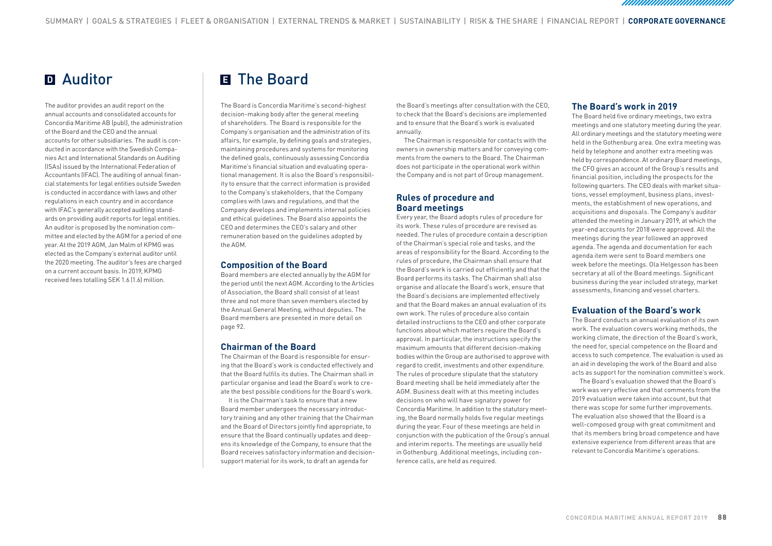## D Auditor

The auditor provides an audit report on the annual accounts and consolidated accounts for Concordia Maritime AB (publ), the administration of the Board and the CEO and the annual accounts for other subsidiaries. The audit is conducted in accordance with the Swedish Companies Act and International Standards on Auditing (ISAs) issued by the International Federation of Accountants (IFAC). The auditing of annual financial statements for legal entities outside Sweden is conducted in accordance with laws and other regulations in each country and in accordance with IFAC's generally accepted auditing standards on providing audit reports for legal entities. An auditor is proposed by the nomination committee and elected by the AGM for a period of one year. At the 2019 AGM, Jan Malm of KPMG was elected as the Company's external auditor until the 2020 meeting. The auditor's fees are charged on a current account basis. In 2019, KPMG received fees totalling SEK 1.6 (1.6) million.

## E The Board

The Board is Concordia Maritime's second-highest decision-making body after the general meeting of shareholders. The Board is responsible for the Company's organisation and the administration of its affairs, for example, by defining goals and strategies, maintaining procedures and systems for monitoring the defined goals, continuously assessing Concordia Maritime's financial situation and evaluating operational management. It is also the Board's responsibility to ensure that the correct information is provided to the Company's stakeholders, that the Company complies with laws and regulations, and that the Company develops and implements internal policies and ethical guidelines. The Board also appoints the CEO and determines the CEO's salary and other remuneration based on the guidelines adopted by the AGM.

### Composition of the Board

Board members are elected annually by the AGM for the period until the next AGM. According to the Articles of Association, the Board shall consist of at least three and not more than seven members elected by the Annual General Meeting, without deputies. The Board members are presented in more detail on page 92.

### Chairman of the Board

The Chairman of the Board is responsible for ensuring that the Board's work is conducted effectively and that the Board fulfils its duties. The Chairman shall in particular organise and lead the Board's work to create the best possible conditions for the Board's work.

It is the Chairman's task to ensure that a new Board member undergoes the necessary introductory training and any other training that the Chairman and the Board of Directors jointly find appropriate, to ensure that the Board continually updates and deepens its knowledge of the Company, to ensure that the Board receives satisfactory information and decision-support material for its work, to draft an agenda for the Board's meetings after consultation with the CEO, to check that the Board's decisions are implemented and to ensure that the Board's work is evaluated annually.

The Chairman is responsible for contacts with the owners in ownership matters and for conveying comments from the owners to the Board. The Chairman does not participate in the operational work within the Company and is not part of Group management.

### Rules of procedure and Board meetings

Every year, the Board adopts rules of procedure for its work. These rules of procedure are revised as needed. The rules of procedure contain a description of the Chairman's special role and tasks, and the areas of responsibility for the Board. According to the rules of procedure, the Chairman shall ensure that the Board's work is carried out efficiently and that the Board performs its tasks. The Chairman shall also organise and allocate the Board's work, ensure that the Board's decisions are implemented effectively and that the Board makes an annual evaluation of its own work. The rules of procedure also contain detailed instructions to the CEO and other corporate functions about which matters require the Board's approval. In particular, the instructions specify the maximum amounts that different decision-making bodies within the Group are authorised to approve with regard to credit, investments and other expenditure. The rules of procedure stipulate that the statutory Board meeting shall be held immediately after the AGM. Business dealt with at this meeting includes decisions on who will have signatory power for Concordia Maritime. In addition to the statutory meeting, the Board normally holds five regular meetings during the year. Four of these meetings are held in conjunction with the publication of the Group's annual and interim reports. The meetings are usually held in Gothenburg. Additional meetings, including conference calls, are held as required.

### The Board's work in 2019

The Board held five ordinary meetings, two extra meetings and one statutory meeting during the year. All ordinary meetings and the statutory meeting were held in the Gothenburg area. One extra meeting was held by telephone and another extra meeting was held by correspondence. At ordinary Board meetings, the CFO gives an account of the Group's results and financial position, including the prospects for the following quarters. The CEO deals with market situations, vessel employment, business plans, investments, the establishment of new operations, and acquisitions and disposals. The Company's auditor attended the meeting in January 2019, at which the year-end accounts for 2018 were approved. All the meetings during the year followed an approved agenda. The agenda and documentation for each agenda item were sent to Board members one week before the meetings. Ola Helgesson has been secretary at all of the Board meetings. Significant business during the year included strategy, market assessments, financing and vessel charters.

### Evaluation of the Board's work

The Board conducts an annual evaluation of its own work. The evaluation covers working methods, the working climate, the direction of the Board's work, the need for, special competence on the Board and access to such competence. The evaluation is used as an aid in developing the work of the Board and also acts as support for the nomination committee's work.

The Board's evaluation showed that the Board's work was very effective and that comments from the 2019 evaluation were taken into account, but that there was scope for some further improvements. The evaluation also showed that the Board is a well-composed group with great commitment and that its members bring broad competence and have extensive experience from different areas that are relevant to Concordia Maritime's operations.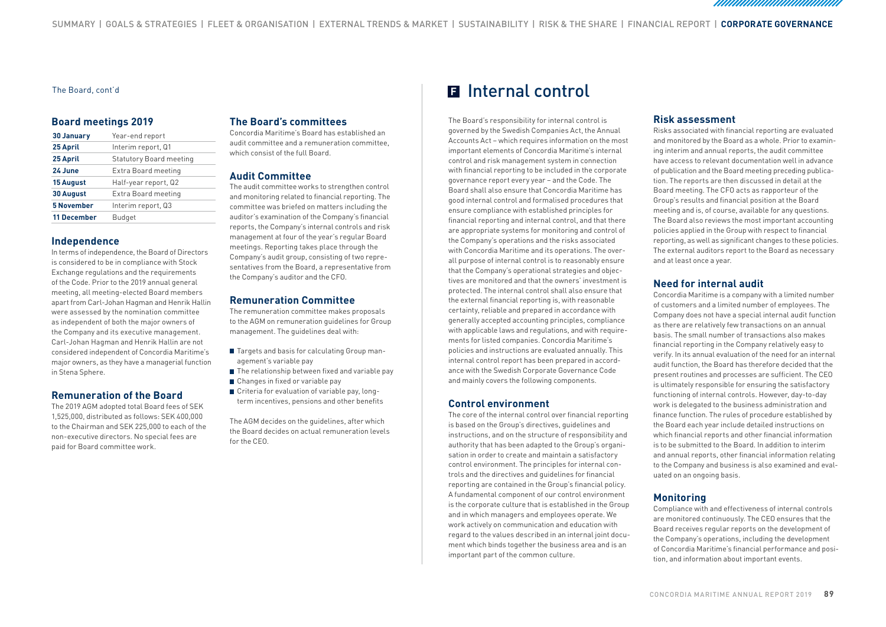The Board, cont'd

## Board meetings 2019

| | |
|---|---|
| **30 January** | Year-end report |
| **25 April** | Interim report, Q1 |
| **25 April** | Statutory Board meeting |
| **24 June** | Extra Board meeting |
| **15 August** | Half-year report, Q2 |
| **30 August** | Extra Board meeting |
| **5 November** | Interim report, Q3 |
| **11 December** | Budget |

## Independence

In terms of independence, the Board of Directors is considered to be in compliance with Stock Exchange regulations and the requirements of the Code. Prior to the 2019 annual general meeting, all meeting-elected Board members apart from Carl-Johan Hagman and Henrik Hallin were assessed by the nomination committee as independent of both the major owners of the Company and its executive management. Carl-Johan Hagman and Henrik Hallin are not considered independent of Concordia Maritime's major owners, as they have a managerial function in Stena Sphere.

## Remuneration of the Board

The 2019 AGM adopted total Board fees of SEK 1,525,000, distributed as follows: SEK 400,000 to the Chairman and SEK 225,000 to each of the non-executive directors. No special fees are paid for Board committee work.

## The Board's committees

Concordia Maritime's Board has established an audit committee and a remuneration committee, which consist of the full Board.

## Audit Committee

The audit committee works to strengthen control and monitoring related to financial reporting. The committee was briefed on matters including the auditor's examination of the Company's financial reports, the Company's internal controls and risk management at four of the year's regular Board meetings. Reporting takes place through the Company's audit group, consisting of two representatives from the Board, a representative from the Company's auditor and the CFO.

## Remuneration Committee

The remuneration committee makes proposals to the AGM on remuneration guidelines for Group management. The guidelines deal with:

- Targets and basis for calculating Group management's variable pay
- The relationship between fixed and variable pay
- Changes in fixed or variable pay
- Criteria for evaluation of variable pay, long-term incentives, pensions and other benefits

The AGM decides on the guidelines, after which the Board decides on actual remuneration levels for the CEO.

# F Internal control

The Board's responsibility for internal control is governed by the Swedish Companies Act, the Annual Accounts Act – which requires information on the most important elements of Concordia Maritime's internal control and risk management system in connection with financial reporting to be included in the corporate governance report every year – and the Code. The Board shall also ensure that Concordia Maritime has good internal control and formalised procedures that ensure compliance with established principles for financial reporting and internal control, and that there are appropriate systems for monitoring and control of the Company's operations and the risks associated with Concordia Maritime and its operations. The overall purpose of internal control is to reasonably ensure that the Company's operational strategies and objectives are monitored and that the owners' investment is protected. The internal control shall also ensure that the external financial reporting is, with reasonable certainty, reliable and prepared in accordance with generally accepted accounting principles, compliance with applicable laws and regulations, and with requirements for listed companies. Concordia Maritime's policies and instructions are evaluated annually. This internal control report has been prepared in accordance with the Swedish Corporate Governance Code and mainly covers the following components.

## Control environment

The core of the internal control over financial reporting is based on the Group's directives, guidelines and instructions, and on the structure of responsibility and authority that has been adapted to the Group's organisation in order to create and maintain a satisfactory control environment. The principles for internal controls and the directives and guidelines for financial reporting are contained in the Group's financial policy. A fundamental component of our control environment is the corporate culture that is established in the Group and in which managers and employees operate. We work actively on communication and education with regard to the values described in an internal joint document which binds together the business area and is an important part of the common culture.

## Risk assessment

Risks associated with financial reporting are evaluated and monitored by the Board as a whole. Prior to examining interim and annual reports, the audit committee have access to relevant documentation well in advance of publication and the Board meeting preceding publication. The reports are then discussed in detail at the Board meeting. The CFO acts as rapporteur of the Group's results and financial position at the Board meeting and is, of course, available for any questions. The Board also reviews the most important accounting policies applied in the Group with respect to financial reporting, as well as significant changes to these policies. The external auditors report to the Board as necessary and at least once a year.

## Need for internal audit

Concordia Maritime is a company with a limited number of customers and a limited number of employees. The Company does not have a special internal audit function as there are relatively few transactions on an annual basis. The small number of transactions also makes financial reporting in the Company relatively easy to verify. In its annual evaluation of the need for an internal audit function, the Board has therefore decided that the present routines and processes are sufficient. The CEO is ultimately responsible for ensuring the satisfactory functioning of internal controls. However, day-to-day work is delegated to the business administration and finance function. The rules of procedure established by the Board each year include detailed instructions on which financial reports and other financial information is to be submitted to the Board. In addition to interim and annual reports, other financial information relating to the Company and business is also examined and evaluated on an ongoing basis.

## Monitoring

Compliance with and effectiveness of internal controls are monitored continuously. The CEO ensures that the Board receives regular reports on the development of the Company's operations, including the development of Concordia Maritime's financial performance and position, and information about important events.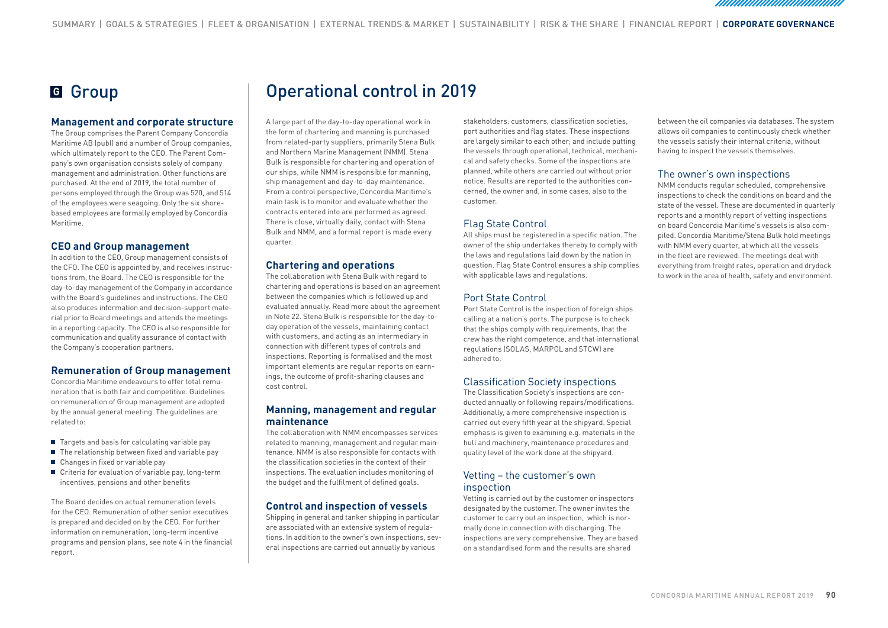# G Group

### Management and corporate structure

The Group comprises the Parent Company Concordia Maritime AB (publ) and a number of Group companies, which ultimately report to the CEO. The Parent Company's own organisation consists solely of company management and administration. Other functions are purchased. At the end of 2019, the total number of persons employed through the Group was 520, and 514 of the employees were seagoing. Only the six shore-based employees are formally employed by Concordia Maritime.

### CEO and Group management

In addition to the CEO, Group management consists of the CFO. The CEO is appointed by, and receives instructions from, the Board. The CEO is responsible for the day-to-day management of the Company in accordance with the Board's guidelines and instructions. The CEO also produces information and decision-support material prior to Board meetings and attends the meetings in a reporting capacity. The CEO is also responsible for communication and quality assurance of contact with the Company's cooperation partners.

### Remuneration of Group management

Concordia Maritime endeavours to offer total remuneration that is both fair and competitive. Guidelines on remuneration of Group management are adopted by the annual general meeting. The guidelines are related to:

- Targets and basis for calculating variable pay
- The relationship between fixed and variable pay
- Changes in fixed or variable pay
- Criteria for evaluation of variable pay, long-term incentives, pensions and other benefits

The Board decides on actual remuneration levels for the CEO. Remuneration of other senior executives is prepared and decided on by the CEO. For further information on remuneration, long-term incentive programs and pension plans, see note 4 in the financial report.

# Operational control in 2019

A large part of the day-to-day operational work in the form of chartering and manning is purchased from related-party suppliers, primarily Stena Bulk and Northern Marine Management (NMM). Stena Bulk is responsible for chartering and operation of our ships, while NMM is responsible for manning, ship management and day-to-day maintenance. From a control perspective, Concordia Maritime's main task is to monitor and evaluate whether the contracts entered into are performed as agreed. There is close, virtually daily, contact with Stena Bulk and NMM, and a formal report is made every quarter.

### Chartering and operations

The collaboration with Stena Bulk with regard to chartering and operations is based on an agreement between the companies which is followed up and evaluated annually. Read more about the agreement in Note 22. Stena Bulk is responsible for the day-to-day operation of the vessels, maintaining contact with customers, and acting as an intermediary in connection with different types of controls and inspections. Reporting is formalised and the most important elements are regular reports on earnings, the outcome of profit-sharing clauses and cost control.

### Manning, management and regular maintenance

The collaboration with NMM encompasses services related to manning, management and regular maintenance. NMM is also responsible for contacts with the classification societies in the context of their inspections. The evaluation includes monitoring of the budget and the fulfilment of defined goals.

### Control and inspection of vessels

Shipping in general and tanker shipping in particular are associated with an extensive system of regulations. In addition to the owner's own inspections, several inspections are carried out annually by various stakeholders: customers, classification societies, port authorities and flag states. These inspections are largely similar to each other; and include putting the vessels through operational, technical, mechanical and safety checks. Some of the inspections are planned, while others are carried out without prior notice. Results are reported to the authorities concerned, the owner and, in some cases, also to the customer.

### Flag State Control

All ships must be registered in a specific nation. The owner of the ship undertakes thereby to comply with the laws and regulations laid down by the nation in question. Flag State Control ensures a ship complies with applicable laws and regulations.

### Port State Control

Port State Control is the inspection of foreign ships calling at a nation's ports. The purpose is to check that the ships comply with requirements, that the crew has the right competence, and that international regulations (SOLAS, MARPOL and STCW) are adhered to.

### Classification Society inspections

The Classification Society's inspections are conducted annually or following repairs/modifications. Additionally, a more comprehensive inspection is carried out every fifth year at the shipyard. Special emphasis is given to examining e.g. materials in the hull and machinery, maintenance procedures and quality level of the work done at the shipyard.

### Vetting – the customer's own inspection

Vetting is carried out by the customer or inspectors designated by the customer. The owner invites the customer to carry out an inspection, which is normally done in connection with discharging. The inspections are very comprehensive. They are based on a standardised form and the results are shared between the oil companies via databases. The system allows oil companies to continuously check whether the vessels satisfy their internal criteria, without having to inspect the vessels themselves.

### The owner's own inspections

NMM conducts regular scheduled, comprehensive inspections to check the conditions on board and the state of the vessel. These are documented in quarterly reports and a monthly report of vetting inspections on board Concordia Maritime's vessels is also compiled. Concordia Maritime/Stena Bulk hold meetings with NMM every quarter, at which all the vessels in the fleet are reviewed. The meetings deal with everything from freight rates, operation and drydock to work in the area of health, safety and environment.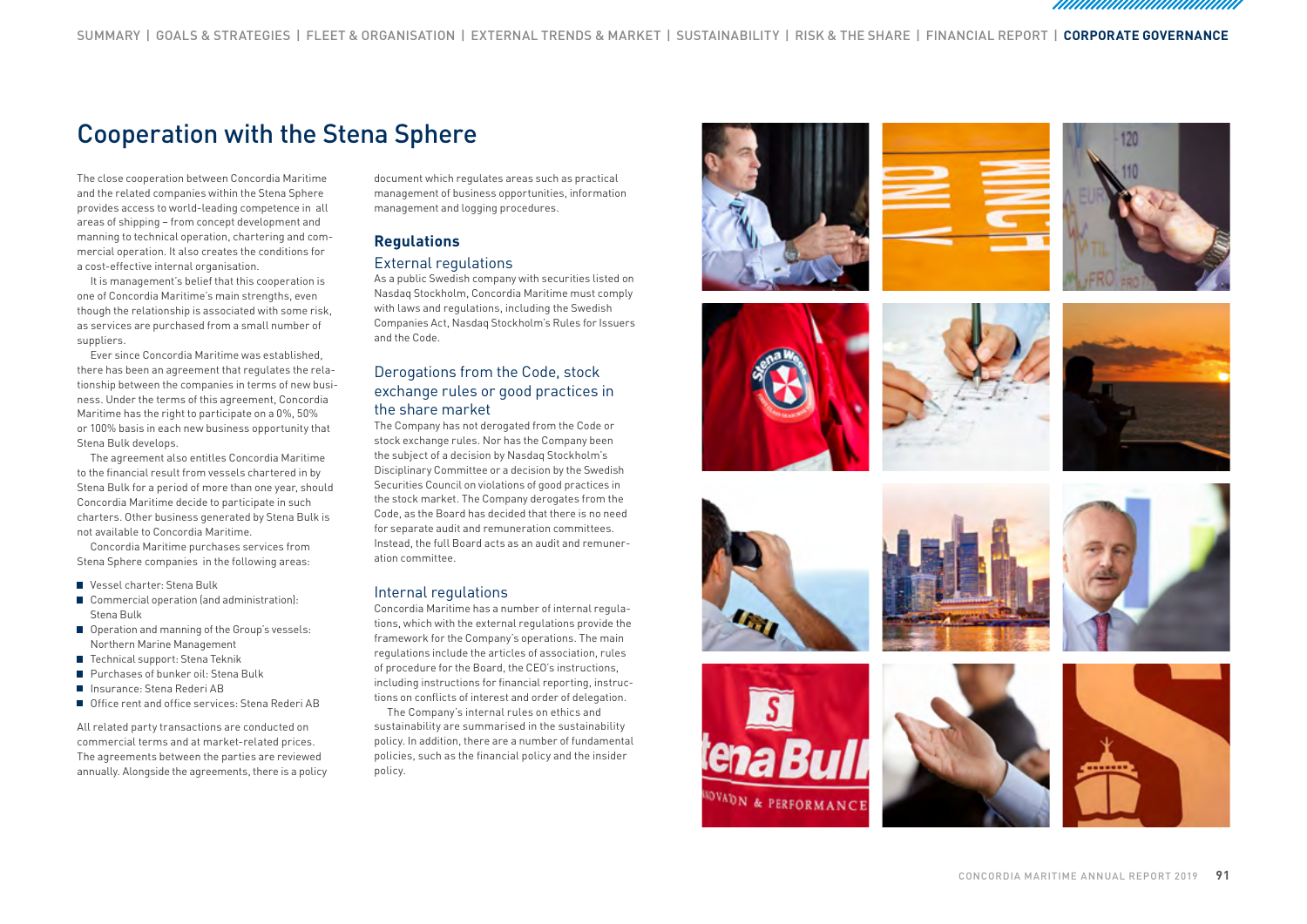# Cooperation with the Stena Sphere

The close cooperation between Concordia Maritime and the related companies within the Stena Sphere provides access to world-leading competence in all areas of shipping – from concept development and manning to technical operation, chartering and commercial operation. It also creates the conditions for a cost-effective internal organisation.

It is management's belief that this cooperation is one of Concordia Maritime's main strengths, even though the relationship is associated with some risk, as services are purchased from a small number of suppliers.

Ever since Concordia Maritime was established, there has been an agreement that regulates the relationship between the companies in terms of new business. Under the terms of this agreement, Concordia Maritime has the right to participate on a 0%, 50% or 100% basis in each new business opportunity that Stena Bulk develops.

The agreement also entitles Concordia Maritime to the financial result from vessels chartered in by Stena Bulk for a period of more than one year, should Concordia Maritime decide to participate in such charters. Other business generated by Stena Bulk is not available to Concordia Maritime.

Concordia Maritime purchases services from Stena Sphere companies in the following areas:

- Vessel charter: Stena Bulk
- Commercial operation (and administration): Stena Bulk
- Operation and manning of the Group's vessels: Northern Marine Management
- Technical support: Stena Teknik
- Purchases of bunker oil: Stena Bulk
- Insurance: Stena Rederi AB
- Office rent and office services: Stena Rederi AB

All related party transactions are conducted on commercial terms and at market-related prices. The agreements between the parties are reviewed annually. Alongside the agreements, there is a policy document which regulates areas such as practical management of business opportunities, information management and logging procedures.

## Regulations

### External regulations

As a public Swedish company with securities listed on Nasdaq Stockholm, Concordia Maritime must comply with laws and regulations, including the Swedish Companies Act, Nasdaq Stockholm's Rules for Issuers and the Code.

### Derogations from the Code, stock exchange rules or good practices in the share market

The Company has not derogated from the Code or stock exchange rules. Nor has the Company been the subject of a decision by Nasdaq Stockholm's Disciplinary Committee or a decision by the Swedish Securities Council on violations of good practices in the stock market. The Company derogates from the Code, as the Board has decided that there is no need for separate audit and remuneration committees. Instead, the full Board acts as an audit and remuneration committee.

### Internal regulations

Concordia Maritime has a number of internal regulations, which with the external regulations provide the framework for the Company's operations. The main regulations include the articles of association, rules of procedure for the Board, the CEO's instructions, including instructions for financial reporting, instructions on conflicts of interest and order of delegation.

The Company's internal rules on ethics and sustainability are summarised in the sustainability policy. In addition, there are a number of fundamental policies, such as the financial policy and the insider policy.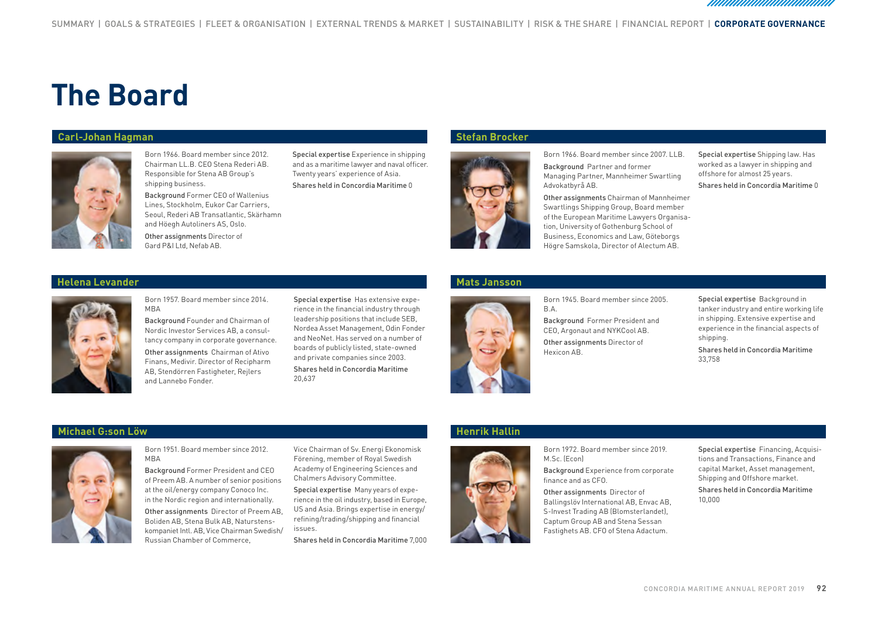# The Board

## Carl-Johan Hagman

Born 1966. Board member since 2012. Chairman LL.B. CEO Stena Rederi AB. Responsible for Stena AB Group's shipping business.

**Background** Former CEO of Wallenius Lines, Stockholm, Eukor Car Carriers, Seoul, Rederi AB Transatlantic, Skärhamn and Höegh Autoliners AS, Oslo.

**Other assignments** Director of Gard P&I Ltd, Nefab AB.

**Special expertise** Experience in shipping and as a maritime lawyer and naval officer. Twenty years' experience of Asia.

**Shares held in Concordia Maritime** 0

## Stefan Brocker

Born 1966. Board member since 2007. LLB.

**Background** Partner and former Managing Partner, Mannheimer Swartling Advokatbyrå AB.

**Other assignments** Chairman of Mannheimer Swartlings Shipping Group, Board member of the European Maritime Lawyers Organisation, University of Gothenburg School of Business, Economics and Law, Göteborgs Högre Samskola, Director of Alectum AB.

**Special expertise** Shipping law. Has worked as a lawyer in shipping and offshore for almost 25 years.

**Shares held in Concordia Maritime** 0

## Helena Levander

Born 1957. Board member since 2014. MBA

**Background** Founder and Chairman of Nordic Investor Services AB, a consultancy company in corporate governance.

**Other assignments** Chairman of Ativo Finans, Medivir. Director of Recipharm AB, Stendörren Fastigheter, Rejlers and Lannebo Fonder.

**Special expertise** Has extensive experience in the financial industry through leadership positions that include SEB, Nordea Asset Management, Odin Fonder and NeoNet. Has served on a number of boards of publicly listed, state-owned and private companies since 2003.

**Shares held in Concordia Maritime** 20,637

## Mats Jansson

Born 1945. Board member since 2005. B.A.

**Background** Former President and CEO, Argonaut and NYKCool AB.

**Other assignments** Director of Hexicon AB.

**Special expertise** Background in tanker industry and entire working life in shipping. Extensive expertise and experience in the financial aspects of shipping.

**Shares held in Concordia Maritime** 33,758

## Michael G:son Löw

Born 1951. Board member since 2012. MBA

**Background** Former President and CEO of Preem AB. A number of senior positions at the oil/energy company Conoco Inc. in the Nordic region and internationally.

**Other assignments** Director of Preem AB, Boliden AB, Stena Bulk AB, Naturstenskompaniet Intl. AB, Vice Chairman Swedish/Russian Chamber of Commerce, Vice Chairman of Sv. Energi Ekonomisk Förening, member of Royal Swedish Academy of Engineering Sciences and Chalmers Advisory Committee.

**Special expertise** Many years of experience in the oil industry, based in Europe, US and Asia. Brings expertise in energy/refining/trading/shipping and financial issues.

**Shares held in Concordia Maritime** 7,000

## Henrik Hallin

Born 1972. Board member since 2019. M.Sc. (Econ)

**Background** Experience from corporate finance and as CFO.

**Other assignments** Director of Ballingslöv International AB, Envac AB, S-Invest Trading AB (Blomsterlandet), Captum Group AB and Stena Sessan Fastighets AB. CFO of Stena Adactum.

**Special expertise** Financing, Acquisitions and Transactions, Finance and capital Market, Asset management, Shipping and Offshore market.

**Shares held in Concordia Maritime** 10,000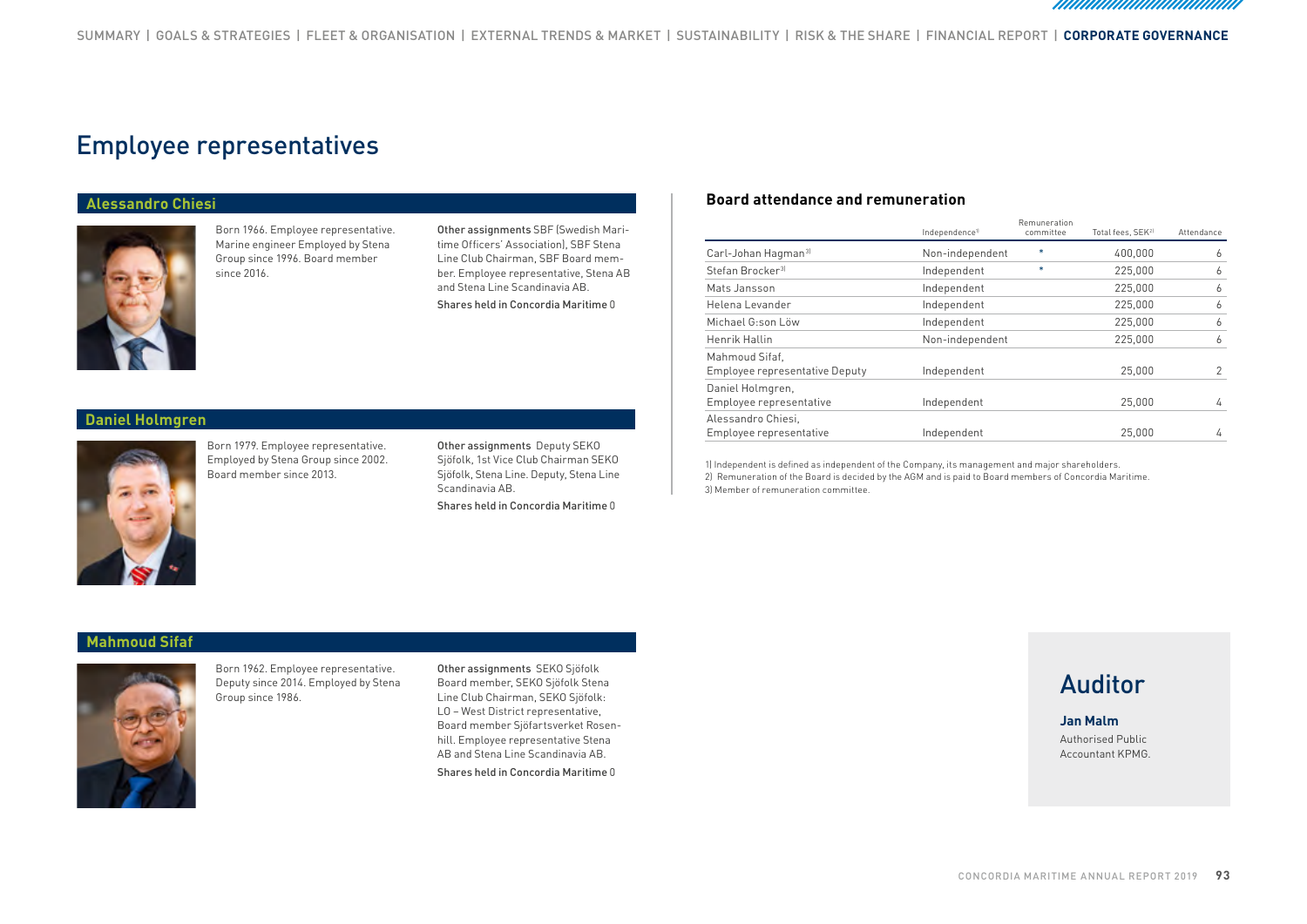# Employee representatives

## Alessandro Chiesi

Born 1966. Employee representative. Marine engineer Employed by Stena Group since 1996. Board member since 2016.

**Other assignments** SBF (Swedish Maritime Officers' Association), SBF Stena Line Club Chairman, SBF Board member. Employee representative, Stena AB and Stena Line Scandinavia AB.

**Shares held in Concordia Maritime** 0

## Daniel Holmgren

Born 1979. Employee representative. Employed by Stena Group since 2002. Board member since 2013.

**Other assignments** Deputy SEKO Sjöfolk, 1st Vice Club Chairman SEKO Sjöfolk, Stena Line. Deputy, Stena Line Scandinavia AB.

**Shares held in Concordia Maritime** 0

## Mahmoud Sifaf

Born 1962. Employee representative. Deputy since 2014. Employed by Stena Group since 1986.

**Other assignments** SEKO Sjöfolk Board member, SEKO Sjöfolk Stena Line Club Chairman, SEKO Sjöfolk: LO – West District representative, Board member Sjöfartsverket Rosenhill. Employee representative Stena AB and Stena Line Scandinavia AB.

**Shares held in Concordia Maritime** 0

## Board attendance and remuneration

| | Independence[1] | Remuneration committee | Total fees, SEK[2] | Attendance |
|---|---|---|---|---|
| Carl-Johan Hagman[3] | Non-independent | * | 400,000 | 6 |
| Stefan Brocker[3] | Independent | * | 225,000 | 6 |
| Mats Jansson | Independent | | 225,000 | 6 |
| Helena Levander | Independent | | 225,000 | 6 |
| Michael G:son Löw | Independent | | 225,000 | 6 |
| Henrik Hallin | Non-independent | | 225,000 | 6 |
| Mahmoud Sifaf, Employee representative Deputy | Independent | | 25,000 | 2 |
| Daniel Holmgren, Employee representative | Independent | | 25,000 | 4 |
| Alessandro Chiesi, Employee representative | Independent | | 25,000 | 4 |

1) Independent is defined as independent of the Company, its management and major shareholders.
2) Remuneration of the Board is decided by the AGM and is paid to Board members of Concordia Maritime.
3) Member of remuneration committee.

# Auditor

**Jan Malm**
Authorised Public Accountant KPMG.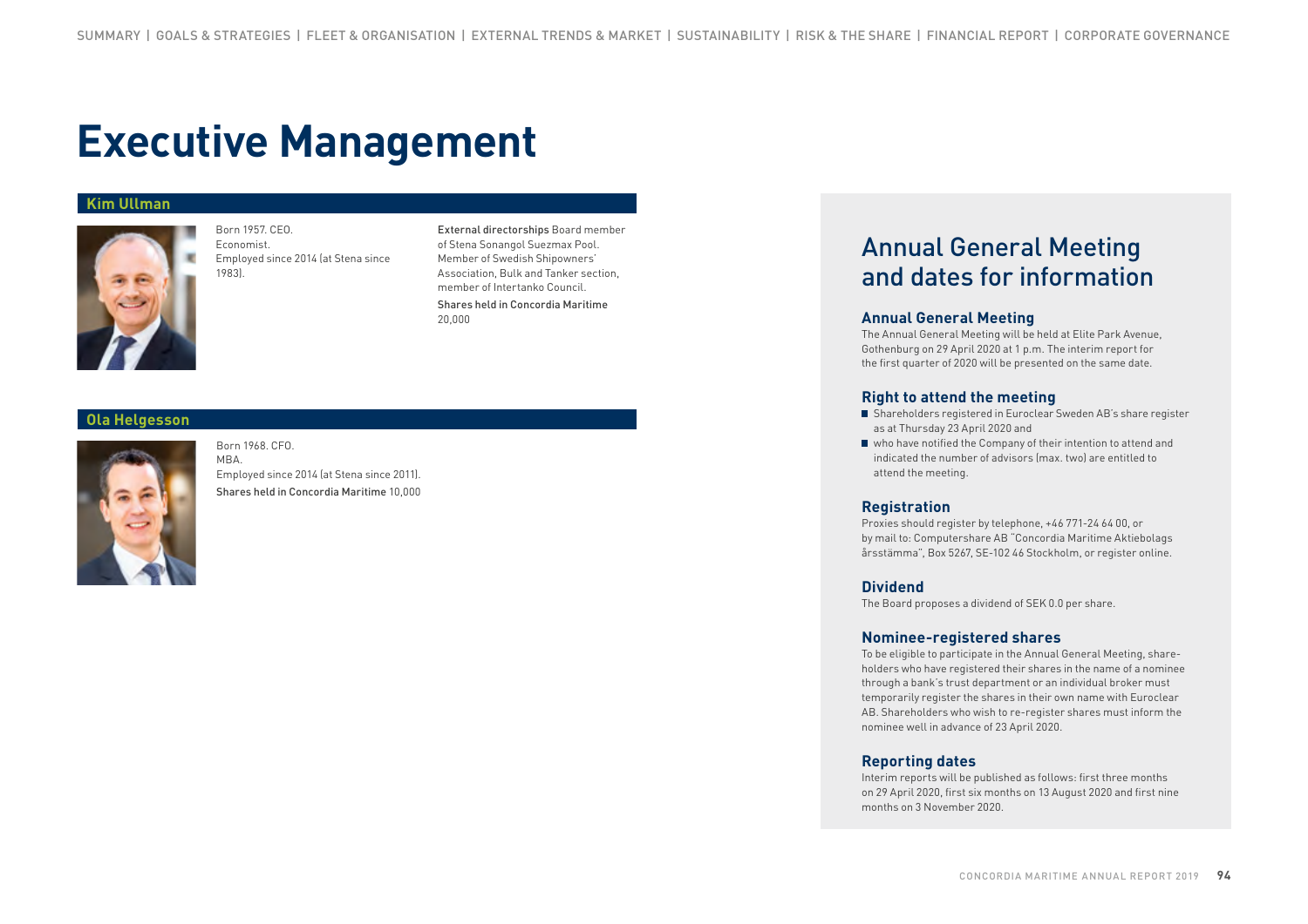# Executive Management

## Kim Ullman

Born 1957. CEO.
Economist.
Employed since 2014 (at Stena since 1983).

**External directorships** Board member of Stena Sonangol Suezmax Pool. Member of Swedish Shipowners' Association, Bulk and Tanker section, member of Intertanko Council.

**Shares held in Concordia Maritime** 20,000

## Ola Helgesson

Born 1968. CFO.
MBA.
Employed since 2014 (at Stena since 2011).

**Shares held in Concordia Maritime** 10,000

## Annual General Meeting and dates for information

### Annual General Meeting

The Annual General Meeting will be held at Elite Park Avenue, Gothenburg on 29 April 2020 at 1 p.m. The interim report for the first quarter of 2020 will be presented on the same date.

### Right to attend the meeting

- Shareholders registered in Euroclear Sweden AB's share register as at Thursday 23 April 2020 and
- who have notified the Company of their intention to attend and indicated the number of advisors (max. two) are entitled to attend the meeting.

### Registration

Proxies should register by telephone, +46 771-24 64 00, or by mail to: Computershare AB "Concordia Maritime Aktiebolags årsstämma", Box 5267, SE-102 46 Stockholm, or register online.

### Dividend

The Board proposes a dividend of SEK 0.0 per share.

### Nominee-registered shares

To be eligible to participate in the Annual General Meeting, shareholders who have registered their shares in the name of a nominee through a bank's trust department or an individual broker must temporarily register the shares in their own name with Euroclear AB. Shareholders who wish to re-register shares must inform the nominee well in advance of 23 April 2020.

### Reporting dates

Interim reports will be published as follows: first three months on 29 April 2020, first six months on 13 August 2020 and first nine months on 3 November 2020.